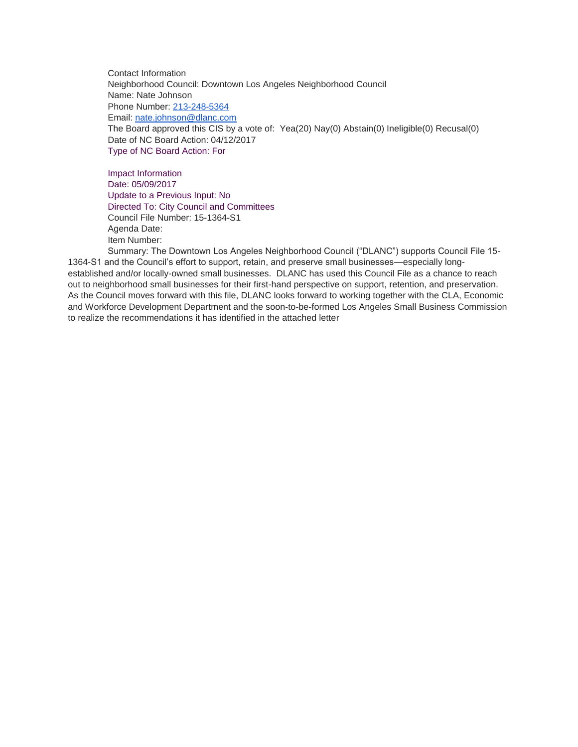Contact Information
Neighborhood Council: Downtown Los Angeles Neighborhood Council
Name: Nate Johnson
Phone Number: 213-248-5364
Email: nate.johnson@dlanc.com
The Board approved this CIS by a vote of: Yea(20) Nay(0) Abstain(0) Ineligible(0) Recusal(0)
Date of NC Board Action: 04/12/2017
Type of NC Board Action: For

Impact Information
Date: 05/09/2017
Update to a Previous Input: No
Directed To: City Council and Committees
Council File Number: 15-1364-S1
Agenda Date:
Item Number:
Summary: The Downtown Los Angeles Neighborhood Council ("DLANC") supports Council File 15-1364-S1 and the Council's effort to support, retain, and preserve small businesses—especially long-established and/or locally-owned small businesses. DLANC has used this Council File as a chance to reach out to neighborhood small businesses for their first-hand perspective on support, retention, and preservation. As the Council moves forward with this file, DLANC looks forward to working together with the CLA, Economic and Workforce Development Department and the soon-to-be-formed Los Angeles Small Business Commission to realize the recommendations it has identified in the attached letter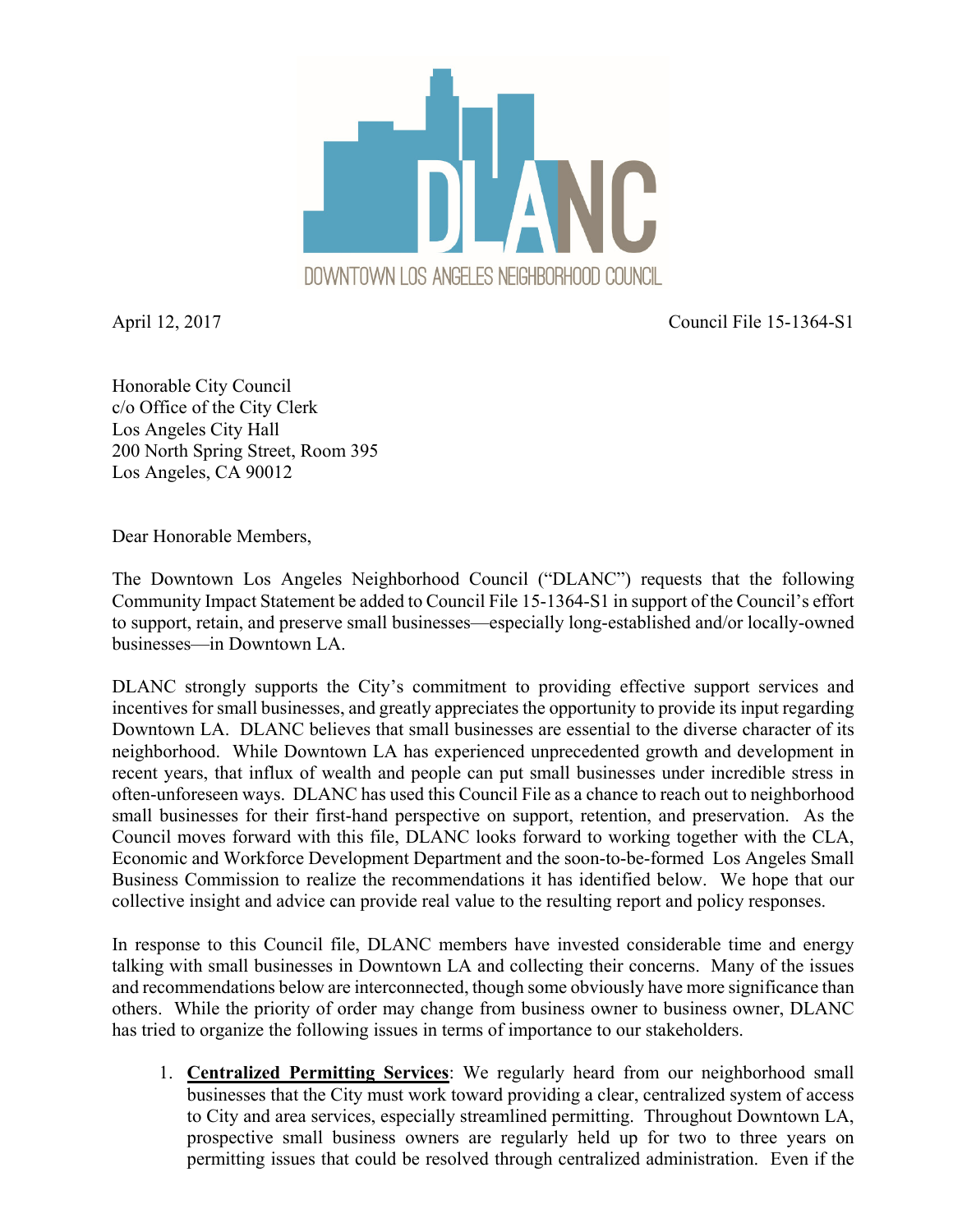DOWNTOWN LOS ANGELES NEIGHBORHOOD COUNCIL

April 12, 2017

Council File 15-1364-S1

Honorable City Council  
c/o Office of the City Clerk  
Los Angeles City Hall  
200 North Spring Street, Room 395  
Los Angeles, CA 90012

Dear Honorable Members,

The Downtown Los Angeles Neighborhood Council ("DLANC") requests that the following Community Impact Statement be added to Council File 15-1364-S1 in support of the Council's effort to support, retain, and preserve small businesses—especially long-established and/or locally-owned businesses—in Downtown LA.

DLANC strongly supports the City's commitment to providing effective support services and incentives for small businesses, and greatly appreciates the opportunity to provide its input regarding Downtown LA. DLANC believes that small businesses are essential to the diverse character of its neighborhood. While Downtown LA has experienced unprecedented growth and development in recent years, that influx of wealth and people can put small businesses under incredible stress in often-unforeseen ways. DLANC has used this Council File as a chance to reach out to neighborhood small businesses for their first-hand perspective on support, retention, and preservation. As the Council moves forward with this file, DLANC looks forward to working together with the CLA, Economic and Workforce Development Department and the soon-to-be-formed Los Angeles Small Business Commission to realize the recommendations it has identified below. We hope that our collective insight and advice can provide real value to the resulting report and policy responses.

In response to this Council file, DLANC members have invested considerable time and energy talking with small businesses in Downtown LA and collecting their concerns. Many of the issues and recommendations below are interconnected, though some obviously have more significance than others. While the priority of order may change from business owner to business owner, DLANC has tried to organize the following issues in terms of importance to our stakeholders.

1. **Centralized Permitting Services**: We regularly heard from our neighborhood small businesses that the City must work toward providing a clear, centralized system of access to City and area services, especially streamlined permitting. Throughout Downtown LA, prospective small business owners are regularly held up for two to three years on permitting issues that could be resolved through centralized administration. Even if the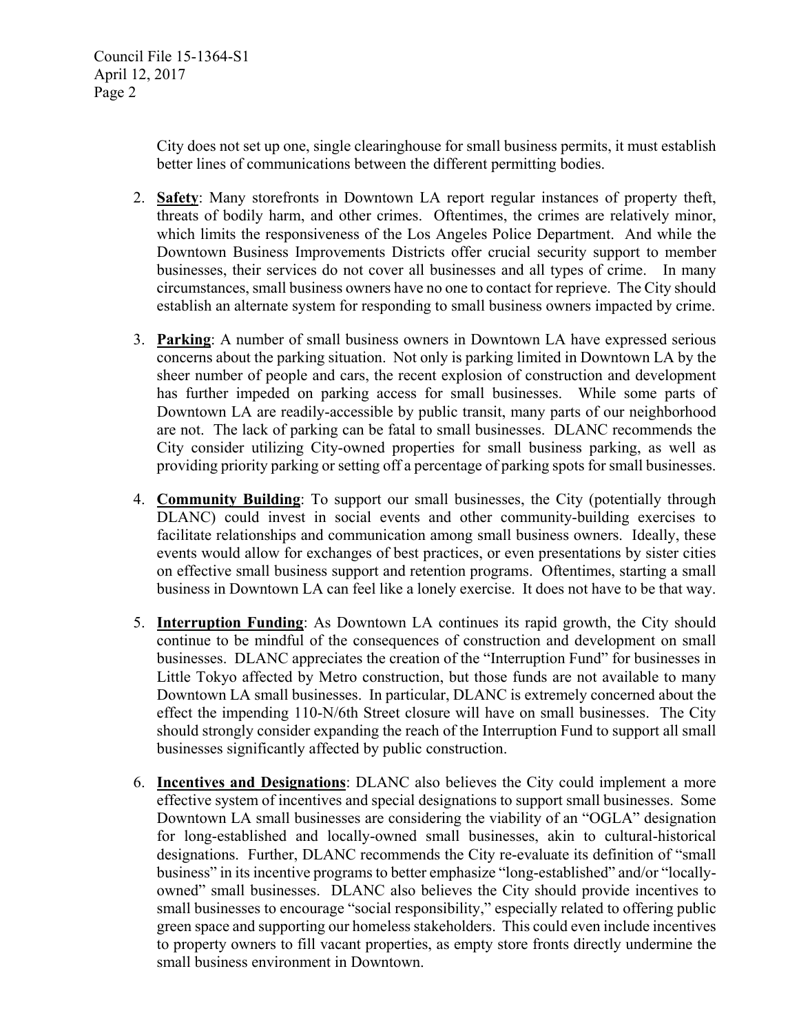City does not set up one, single clearinghouse for small business permits, it must establish better lines of communications between the different permitting bodies.

2. **Safety**: Many storefronts in Downtown LA report regular instances of property theft, threats of bodily harm, and other crimes. Oftentimes, the crimes are relatively minor, which limits the responsiveness of the Los Angeles Police Department. And while the Downtown Business Improvements Districts offer crucial security support to member businesses, their services do not cover all businesses and all types of crime. In many circumstances, small business owners have no one to contact for reprieve. The City should establish an alternate system for responding to small business owners impacted by crime.

3. **Parking**: A number of small business owners in Downtown LA have expressed serious concerns about the parking situation. Not only is parking limited in Downtown LA by the sheer number of people and cars, the recent explosion of construction and development has further impeded on parking access for small businesses. While some parts of Downtown LA are readily-accessible by public transit, many parts of our neighborhood are not. The lack of parking can be fatal to small businesses. DLANC recommends the City consider utilizing City-owned properties for small business parking, as well as providing priority parking or setting off a percentage of parking spots for small businesses.

4. **Community Building**: To support our small businesses, the City (potentially through DLANC) could invest in social events and other community-building exercises to facilitate relationships and communication among small business owners. Ideally, these events would allow for exchanges of best practices, or even presentations by sister cities on effective small business support and retention programs. Oftentimes, starting a small business in Downtown LA can feel like a lonely exercise. It does not have to be that way.

5. **Interruption Funding**: As Downtown LA continues its rapid growth, the City should continue to be mindful of the consequences of construction and development on small businesses. DLANC appreciates the creation of the "Interruption Fund" for businesses in Little Tokyo affected by Metro construction, but those funds are not available to many Downtown LA small businesses. In particular, DLANC is extremely concerned about the effect the impending 110-N/6th Street closure will have on small businesses. The City should strongly consider expanding the reach of the Interruption Fund to support all small businesses significantly affected by public construction.

6. **Incentives and Designations**: DLANC also believes the City could implement a more effective system of incentives and special designations to support small businesses. Some Downtown LA small businesses are considering the viability of an "OGLA" designation for long-established and locally-owned small businesses, akin to cultural-historical designations. Further, DLANC recommends the City re-evaluate its definition of "small business" in its incentive programs to better emphasize "long-established" and/or "locally-owned" small businesses. DLANC also believes the City should provide incentives to small businesses to encourage "social responsibility," especially related to offering public green space and supporting our homeless stakeholders. This could even include incentives to property owners to fill vacant properties, as empty store fronts directly undermine the small business environment in Downtown.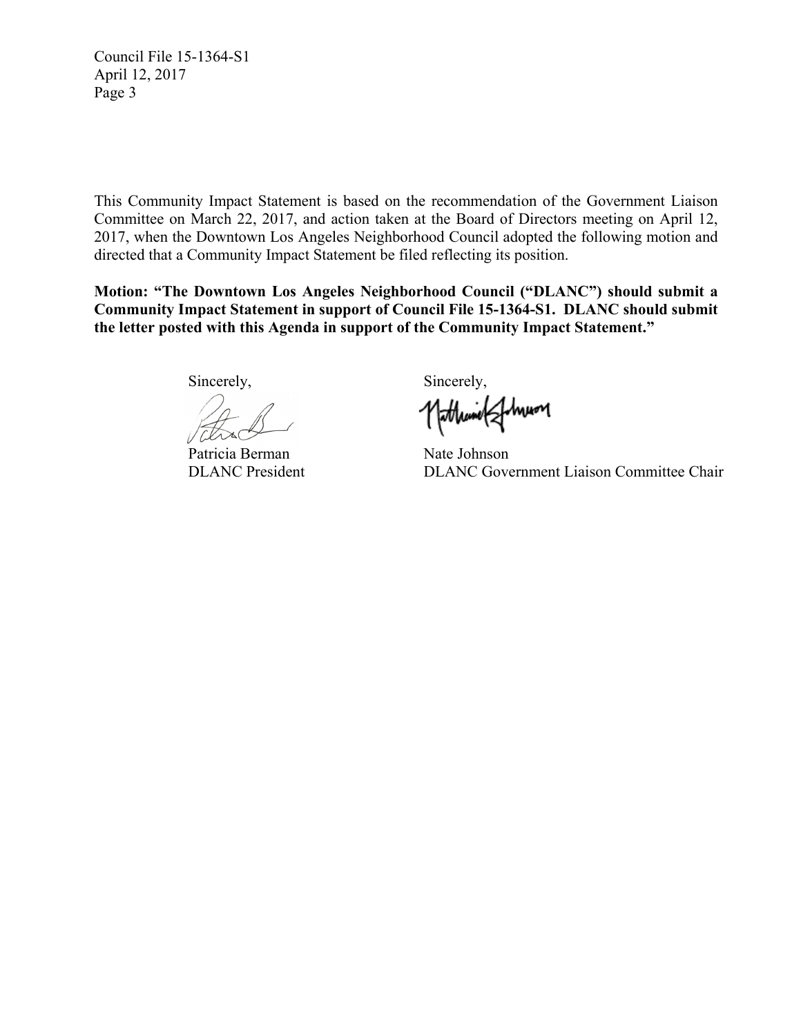This Community Impact Statement is based on the recommendation of the Government Liaison Committee on March 22, 2017, and action taken at the Board of Directors meeting on April 12, 2017, when the Downtown Los Angeles Neighborhood Council adopted the following motion and directed that a Community Impact Statement be filed reflecting its position.

**Motion: "The Downtown Los Angeles Neighborhood Council ("DLANC") should submit a Community Impact Statement in support of Council File 15-1364-S1. DLANC should submit the letter posted with this Agenda in support of the Community Impact Statement."**

Sincerely,

Patricia Berman
DLANC President

Sincerely,

Nate Johnson
DLANC Government Liaison Committee Chair